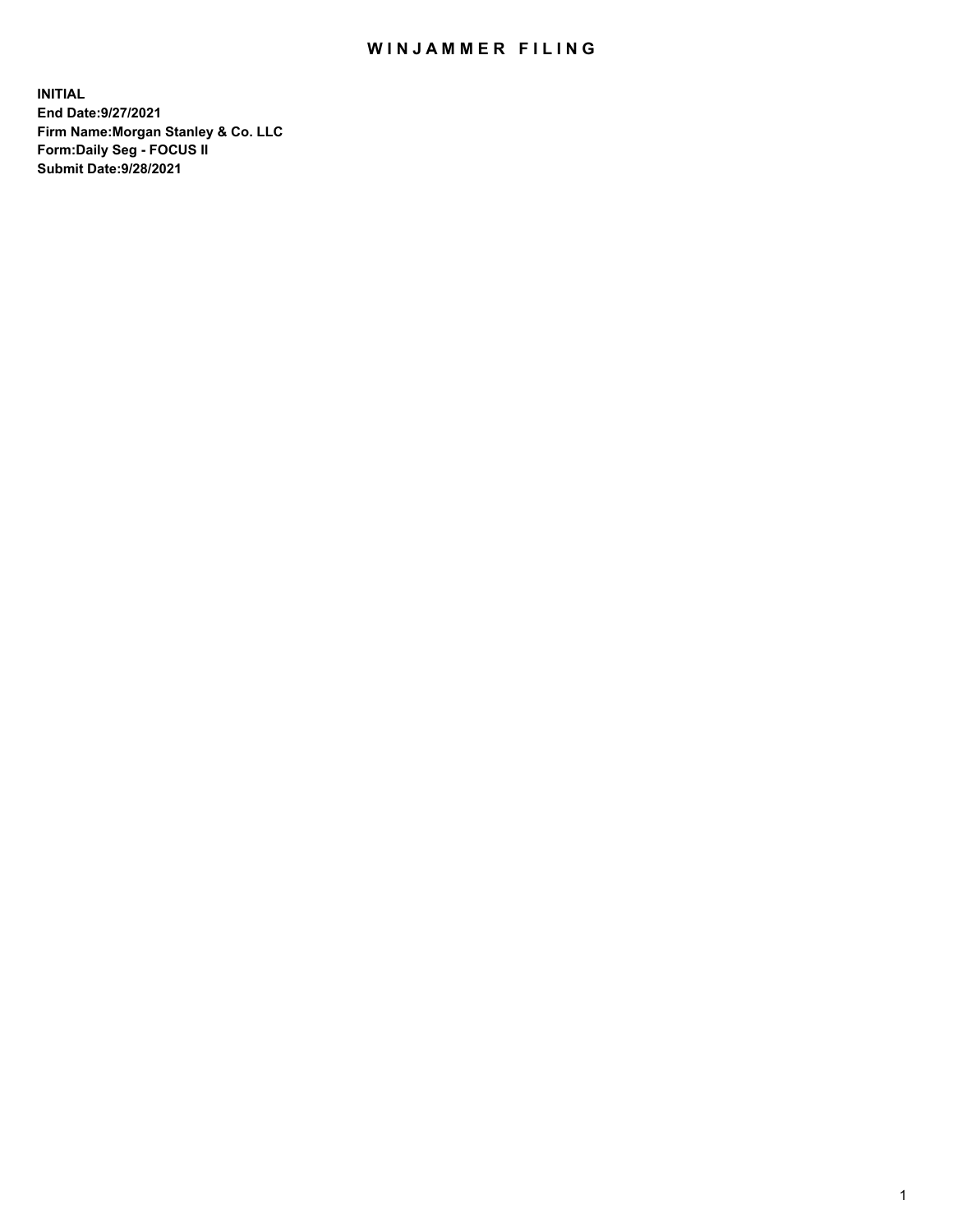# WINJAMMER FILING

**INITIAL**
**End Date:9/27/2021**
**Firm Name:Morgan Stanley & Co. LLC**
**Form:Daily Seg - FOCUS II**
**Submit Date:9/28/2021**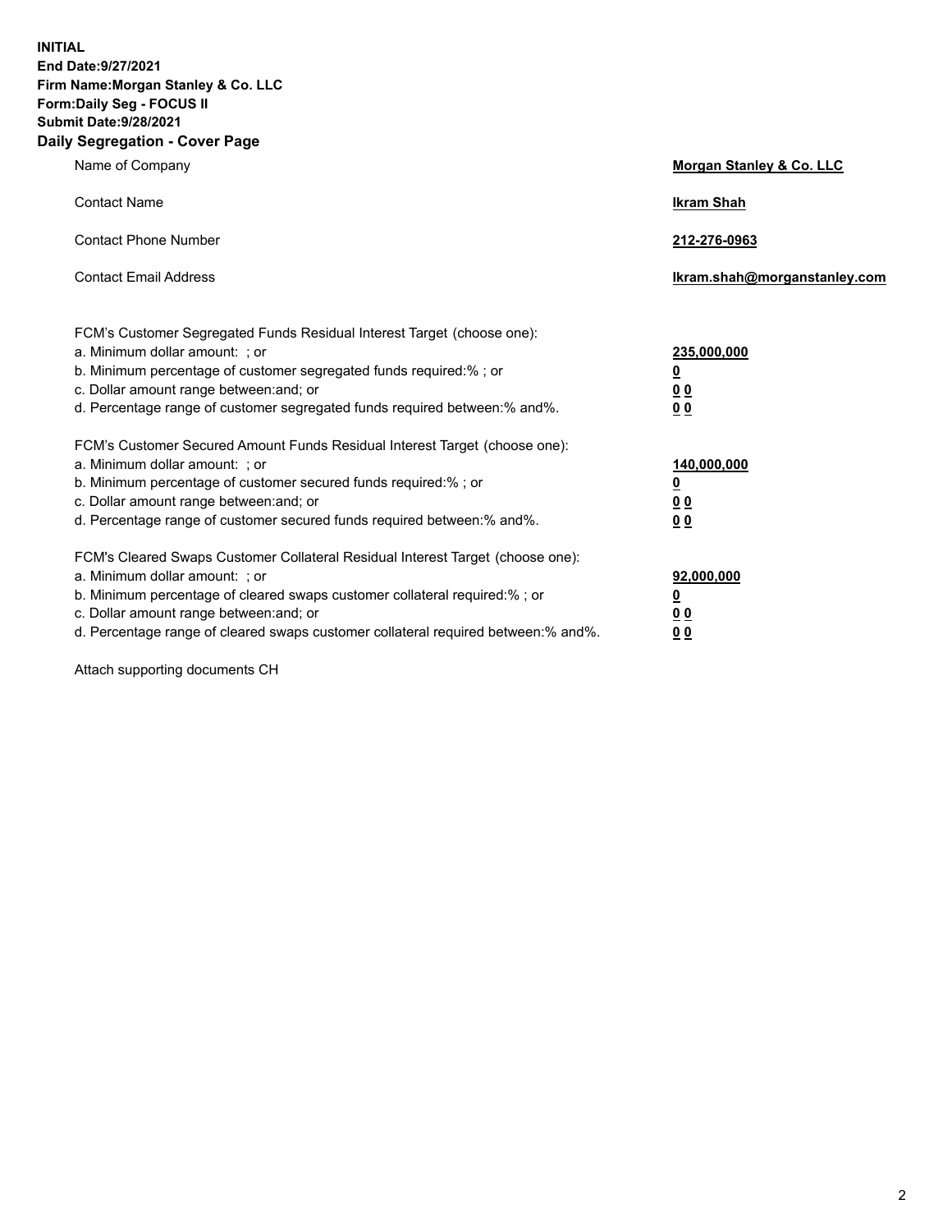**INITIAL**
**End Date:9/27/2021**
**Firm Name:Morgan Stanley & Co. LLC**
**Form:Daily Seg - FOCUS II**
**Submit Date:9/28/2021**

## Daily Segregation - Cover Page

| | |
|---|---|
| Name of Company | **Morgan Stanley & Co. LLC** |
| Contact Name | **Ikram Shah** |
| Contact Phone Number | **212-276-0963** |
| Contact Email Address | **Ikram.shah@morganstanley.com** |

| | |
|---|---|
| FCM's Customer Segregated Funds Residual Interest Target (choose one): | |
| a. Minimum dollar amount: ; or | **235,000,000** |
| b. Minimum percentage of customer segregated funds required:% ; or | **0** |
| c. Dollar amount range between:and; or | **0 0** |
| d. Percentage range of customer segregated funds required between:% and%. | **0 0** |
| FCM's Customer Secured Amount Funds Residual Interest Target (choose one): | |
| a. Minimum dollar amount: ; or | **140,000,000** |
| b. Minimum percentage of customer secured funds required:% ; or | **0** |
| c. Dollar amount range between:and; or | **0 0** |
| d. Percentage range of customer secured funds required between:% and%. | **0 0** |
| FCM's Cleared Swaps Customer Collateral Residual Interest Target (choose one): | |
| a. Minimum dollar amount: ; or | **92,000,000** |
| b. Minimum percentage of cleared swaps customer collateral required:% ; or | **0** |
| c. Dollar amount range between:and; or | **0 0** |
| d. Percentage range of cleared swaps customer collateral required between:% and%. | **0 0** |

Attach supporting documents CH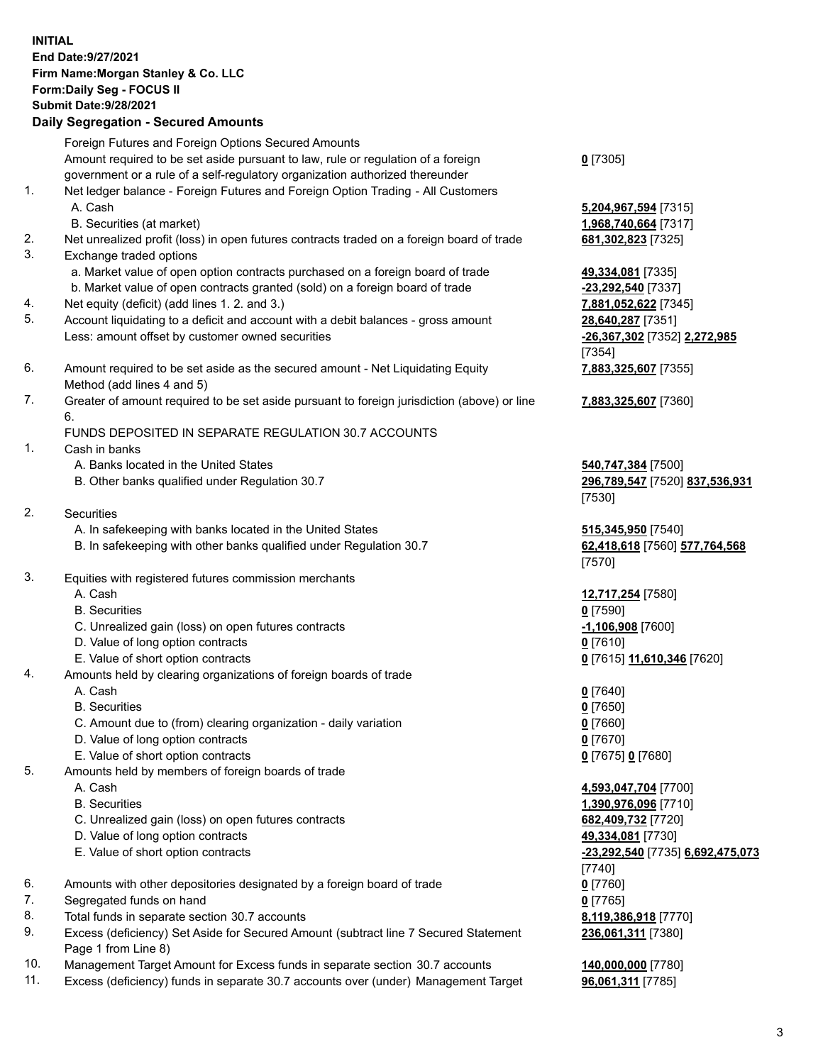**INITIAL**
**End Date:9/27/2021**
**Firm Name:Morgan Stanley & Co. LLC**
**Form:Daily Seg - FOCUS II**
**Submit Date:9/28/2021**

**Daily Segregation - Secured Amounts**

| | | |
|---|---|---|
| | Foreign Futures and Foreign Options Secured Amounts | |
| | Amount required to be set aside pursuant to law, rule or regulation of a foreign government or a rule of a self-regulatory organization authorized thereunder | 0 [7305] |
| 1. | Net ledger balance - Foreign Futures and Foreign Option Trading - All Customers | |
| | A. Cash | 5,204,967,594 [7315] |
| | B. Securities (at market) | 1,968,740,664 [7317] |
| 2. | Net unrealized profit (loss) in open futures contracts traded on a foreign board of trade | 681,302,823 [7325] |
| 3. | Exchange traded options | |
| | a. Market value of open option contracts purchased on a foreign board of trade | 49,334,081 [7335] |
| | b. Market value of open contracts granted (sold) on a foreign board of trade | -23,292,540 [7337] |
| 4. | Net equity (deficit) (add lines 1. 2. and 3.) | 7,881,052,622 [7345] |
| 5. | Account liquidating to a deficit and account with a debit balances - gross amount | 28,640,287 [7351] |
| | Less: amount offset by customer owned securities | -26,367,302 [7352] 2,272,985 [7354] |
| 6. | Amount required to be set aside as the secured amount - Net Liquidating Equity Method (add lines 4 and 5) | 7,883,325,607 [7355] |
| 7. | Greater of amount required to be set aside pursuant to foreign jurisdiction (above) or line 6. | 7,883,325,607 [7360] |
| | FUNDS DEPOSITED IN SEPARATE REGULATION 30.7 ACCOUNTS | |
| 1. | Cash in banks | |
| | A. Banks located in the United States | 540,747,384 [7500] |
| | B. Other banks qualified under Regulation 30.7 | 296,789,547 [7520] 837,536,931 [7530] |
| 2. | Securities | |
| | A. In safekeeping with banks located in the United States | 515,345,950 [7540] |
| | B. In safekeeping with other banks qualified under Regulation 30.7 | 62,418,618 [7560] 577,764,568 [7570] |
| 3. | Equities with registered futures commission merchants | |
| | A. Cash | 12,717,254 [7580] |
| | B. Securities | 0 [7590] |
| | C. Unrealized gain (loss) on open futures contracts | -1,106,908 [7600] |
| | D. Value of long option contracts | 0 [7610] |
| | E. Value of short option contracts | 0 [7615] 11,610,346 [7620] |
| 4. | Amounts held by clearing organizations of foreign boards of trade | |
| | A. Cash | 0 [7640] |
| | B. Securities | 0 [7650] |
| | C. Amount due to (from) clearing organization - daily variation | 0 [7660] |
| | D. Value of long option contracts | 0 [7670] |
| | E. Value of short option contracts | 0 [7675] 0 [7680] |
| 5. | Amounts held by members of foreign boards of trade | |
| | A. Cash | 4,593,047,704 [7700] |
| | B. Securities | 1,390,976,096 [7710] |
| | C. Unrealized gain (loss) on open futures contracts | 682,409,732 [7720] |
| | D. Value of long option contracts | 49,334,081 [7730] |
| | E. Value of short option contracts | -23,292,540 [7735] 6,692,475,073 [7740] |
| 6. | Amounts with other depositories designated by a foreign board of trade | 0 [7760] |
| 7. | Segregated funds on hand | 0 [7765] |
| 8. | Total funds in separate section 30.7 accounts | 8,119,386,918 [7770] |
| 9. | Excess (deficiency) Set Aside for Secured Amount (subtract line 7 Secured Statement Page 1 from Line 8) | 236,061,311 [7380] |
| 10. | Management Target Amount for Excess funds in separate section 30.7 accounts | 140,000,000 [7780] |
| 11. | Excess (deficiency) funds in separate 30.7 accounts over (under) Management Target | 96,061,311 [7785] |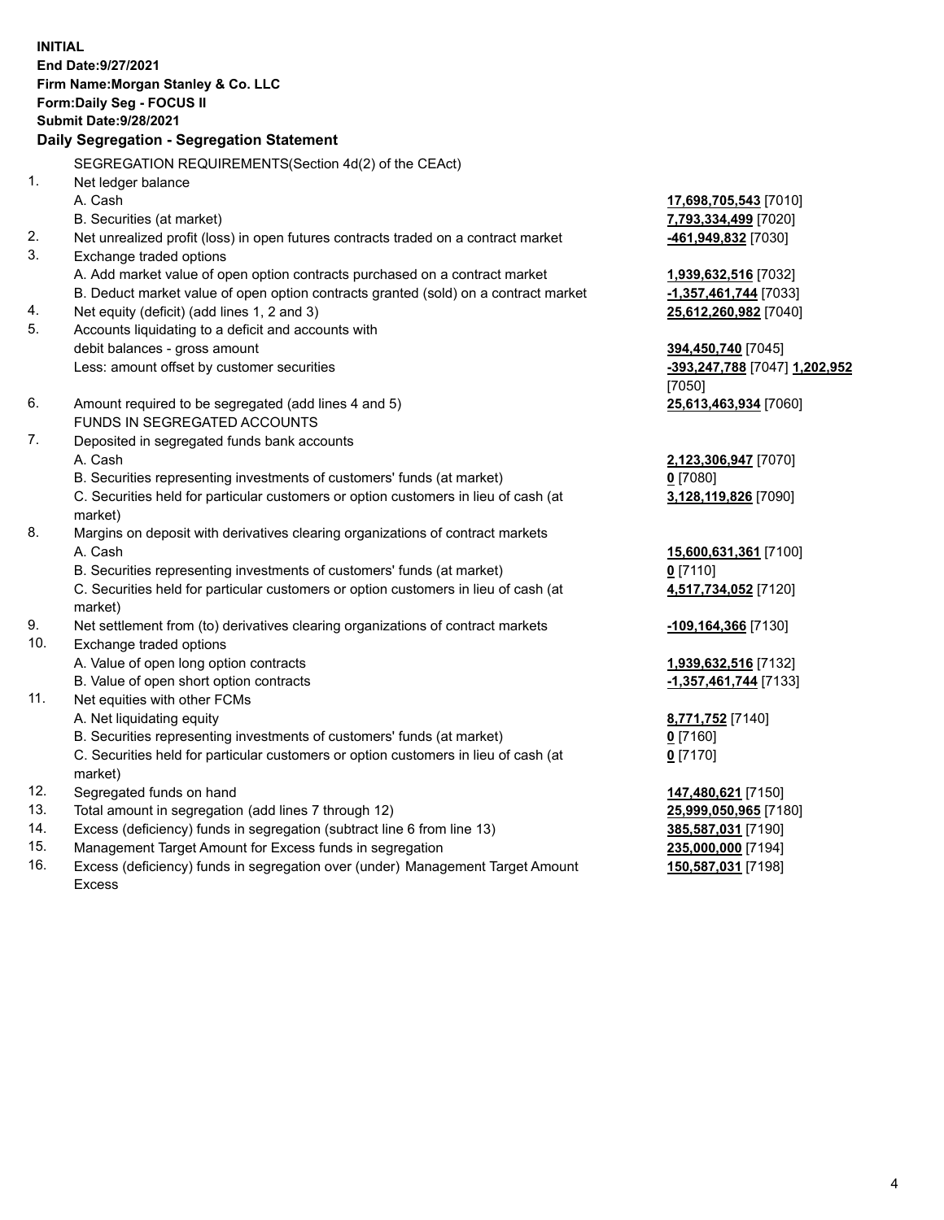**INITIAL**
**End Date:9/27/2021**
**Firm Name:Morgan Stanley & Co. LLC**
**Form:Daily Seg - FOCUS II**
**Submit Date:9/28/2021**

## Daily Segregation - Segregation Statement

SEGREGATION REQUIREMENTS(Section 4d(2) of the CEAct)

| | | |
|---|---|---|
| 1. | Net ledger balance | |
| | A. Cash | **17,698,705,543** [7010] |
| | B. Securities (at market) | **7,793,334,499** [7020] |
| 2. | Net unrealized profit (loss) in open futures contracts traded on a contract market | **-461,949,832** [7030] |
| 3. | Exchange traded options | |
| | A. Add market value of open option contracts purchased on a contract market | **1,939,632,516** [7032] |
| | B. Deduct market value of open option contracts granted (sold) on a contract market | **-1,357,461,744** [7033] |
| 4. | Net equity (deficit) (add lines 1, 2 and 3) | **25,612,260,982** [7040] |
| 5. | Accounts liquidating to a deficit and accounts with debit balances - gross amount | **394,450,740** [7045] |
| | Less: amount offset by customer securities | **-393,247,788** [7047] **1,202,952** [7050] |
| 6. | Amount required to be segregated (add lines 4 and 5) | **25,613,463,934** [7060] |
| | FUNDS IN SEGREGATED ACCOUNTS | |
| 7. | Deposited in segregated funds bank accounts | |
| | A. Cash | **2,123,306,947** [7070] |
| | B. Securities representing investments of customers' funds (at market) | **0** [7080] |
| | C. Securities held for particular customers or option customers in lieu of cash (at market) | **3,128,119,826** [7090] |
| 8. | Margins on deposit with derivatives clearing organizations of contract markets | |
| | A. Cash | **15,600,631,361** [7100] |
| | B. Securities representing investments of customers' funds (at market) | **0** [7110] |
| | C. Securities held for particular customers or option customers in lieu of cash (at market) | **4,517,734,052** [7120] |
| 9. | Net settlement from (to) derivatives clearing organizations of contract markets | **-109,164,366** [7130] |
| 10. | Exchange traded options | |
| | A. Value of open long option contracts | **1,939,632,516** [7132] |
| | B. Value of open short option contracts | **-1,357,461,744** [7133] |
| 11. | Net equities with other FCMs | |
| | A. Net liquidating equity | **8,771,752** [7140] |
| | B. Securities representing investments of customers' funds (at market) | **0** [7160] |
| | C. Securities held for particular customers or option customers in lieu of cash (at market) | **0** [7170] |
| 12. | Segregated funds on hand | **147,480,621** [7150] |
| 13. | Total amount in segregation (add lines 7 through 12) | **25,999,050,965** [7180] |
| 14. | Excess (deficiency) funds in segregation (subtract line 6 from line 13) | **385,587,031** [7190] |
| 15. | Management Target Amount for Excess funds in segregation | **235,000,000** [7194] |
| 16. | Excess (deficiency) funds in segregation over (under) Management Target Amount Excess | **150,587,031** [7198] |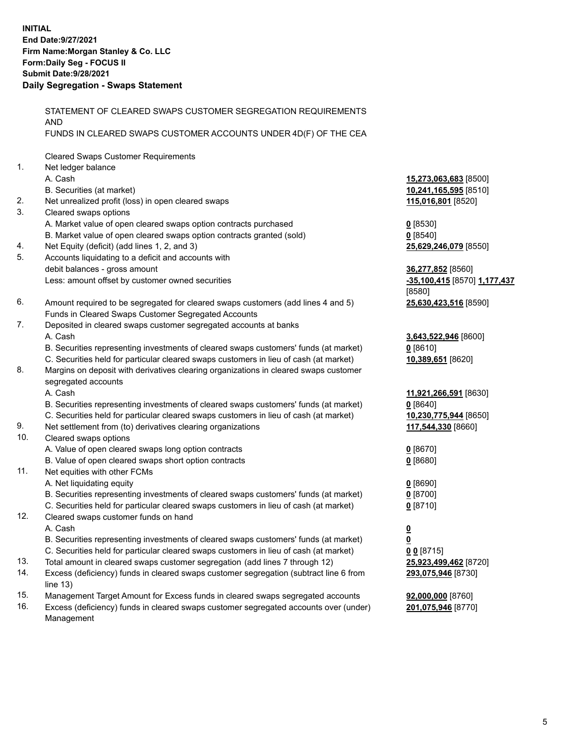**INITIAL**
**End Date:9/27/2021**
**Firm Name:Morgan Stanley & Co. LLC**
**Form:Daily Seg - FOCUS II**
**Submit Date:9/28/2021**
**Daily Segregation - Swaps Statement**

STATEMENT OF CLEARED SWAPS CUSTOMER SEGREGATION REQUIREMENTS AND
FUNDS IN CLEARED SWAPS CUSTOMER ACCOUNTS UNDER 4D(F) OF THE CEA

| | | |
|---|---|---|
| | Cleared Swaps Customer Requirements | |
| 1. | Net ledger balance | |
| | A. Cash | **15,273,063,683** [8500] |
| | B. Securities (at market) | **10,241,165,595** [8510] |
| 2. | Net unrealized profit (loss) in open cleared swaps | **115,016,801** [8520] |
| 3. | Cleared swaps options | |
| | A. Market value of open cleared swaps option contracts purchased | **0** [8530] |
| | B. Market value of open cleared swaps option contracts granted (sold) | **0** [8540] |
| 4. | Net Equity (deficit) (add lines 1, 2, and 3) | **25,629,246,079** [8550] |
| 5. | Accounts liquidating to a deficit and accounts with debit balances - gross amount | **36,277,852** [8560] |
| | Less: amount offset by customer owned securities | **-35,100,415** [8570] **1,177,437** [8580] |
| 6. | Amount required to be segregated for cleared swaps customers (add lines 4 and 5) | **25,630,423,516** [8590] |
| | Funds in Cleared Swaps Customer Segregated Accounts | |
| 7. | Deposited in cleared swaps customer segregated accounts at banks | |
| | A. Cash | **3,643,522,946** [8600] |
| | B. Securities representing investments of cleared swaps customers' funds (at market) | **0** [8610] |
| | C. Securities held for particular cleared swaps customers in lieu of cash (at market) | **10,389,651** [8620] |
| 8. | Margins on deposit with derivatives clearing organizations in cleared swaps customer segregated accounts | |
| | A. Cash | **11,921,266,591** [8630] |
| | B. Securities representing investments of cleared swaps customers' funds (at market) | **0** [8640] |
| | C. Securities held for particular cleared swaps customers in lieu of cash (at market) | **10,230,775,944** [8650] |
| 9. | Net settlement from (to) derivatives clearing organizations | **117,544,330** [8660] |
| 10. | Cleared swaps options | |
| | A. Value of open cleared swaps long option contracts | **0** [8670] |
| | B. Value of open cleared swaps short option contracts | **0** [8680] |
| 11. | Net equities with other FCMs | |
| | A. Net liquidating equity | **0** [8690] |
| | B. Securities representing investments of cleared swaps customers' funds (at market) | **0** [8700] |
| | C. Securities held for particular cleared swaps customers in lieu of cash (at market) | **0** [8710] |
| 12. | Cleared swaps customer funds on hand | |
| | A. Cash | **0** |
| | B. Securities representing investments of cleared swaps customers' funds (at market) | **0** |
| | C. Securities held for particular cleared swaps customers in lieu of cash (at market) | **0** **0** [8715] |
| 13. | Total amount in cleared swaps customer segregation (add lines 7 through 12) | **25,923,499,462** [8720] |
| 14. | Excess (deficiency) funds in cleared swaps customer segregation (subtract line 6 from line 13) | **293,075,946** [8730] |
| 15. | Management Target Amount for Excess funds in cleared swaps segregated accounts | **92,000,000** [8760] |
| 16. | Excess (deficiency) funds in cleared swaps customer segregated accounts over (under) Management | **201,075,946** [8770] |